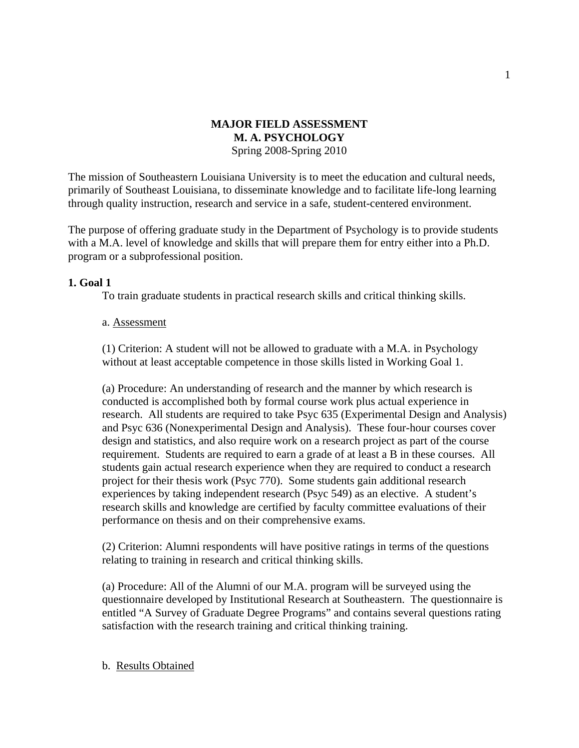# MAJOR FIELD ASSESSMENT
# M. A. PSYCHOLOGY

Spring 2008-Spring 2010

The mission of Southeastern Louisiana University is to meet the education and cultural needs, primarily of Southeast Louisiana, to disseminate knowledge and to facilitate life-long learning through quality instruction, research and service in a safe, student-centered environment.

The purpose of offering graduate study in the Department of Psychology is to provide students with a M.A. level of knowledge and skills that will prepare them for entry either into a Ph.D. program or a subprofessional position.

## 1. Goal 1

To train graduate students in practical research skills and critical thinking skills.

a. Assessment

(1) Criterion: A student will not be allowed to graduate with a M.A. in Psychology without at least acceptable competence in those skills listed in Working Goal 1.

(a) Procedure: An understanding of research and the manner by which research is conducted is accomplished both by formal course work plus actual experience in research. All students are required to take Psyc 635 (Experimental Design and Analysis) and Psyc 636 (Nonexperimental Design and Analysis). These four-hour courses cover design and statistics, and also require work on a research project as part of the course requirement. Students are required to earn a grade of at least a B in these courses. All students gain actual research experience when they are required to conduct a research project for their thesis work (Psyc 770). Some students gain additional research experiences by taking independent research (Psyc 549) as an elective. A student's research skills and knowledge are certified by faculty committee evaluations of their performance on thesis and on their comprehensive exams.

(2) Criterion: Alumni respondents will have positive ratings in terms of the questions relating to training in research and critical thinking skills.

(a) Procedure: All of the Alumni of our M.A. program will be surveyed using the questionnaire developed by Institutional Research at Southeastern. The questionnaire is entitled "A Survey of Graduate Degree Programs" and contains several questions rating satisfaction with the research training and critical thinking training.

b. Results Obtained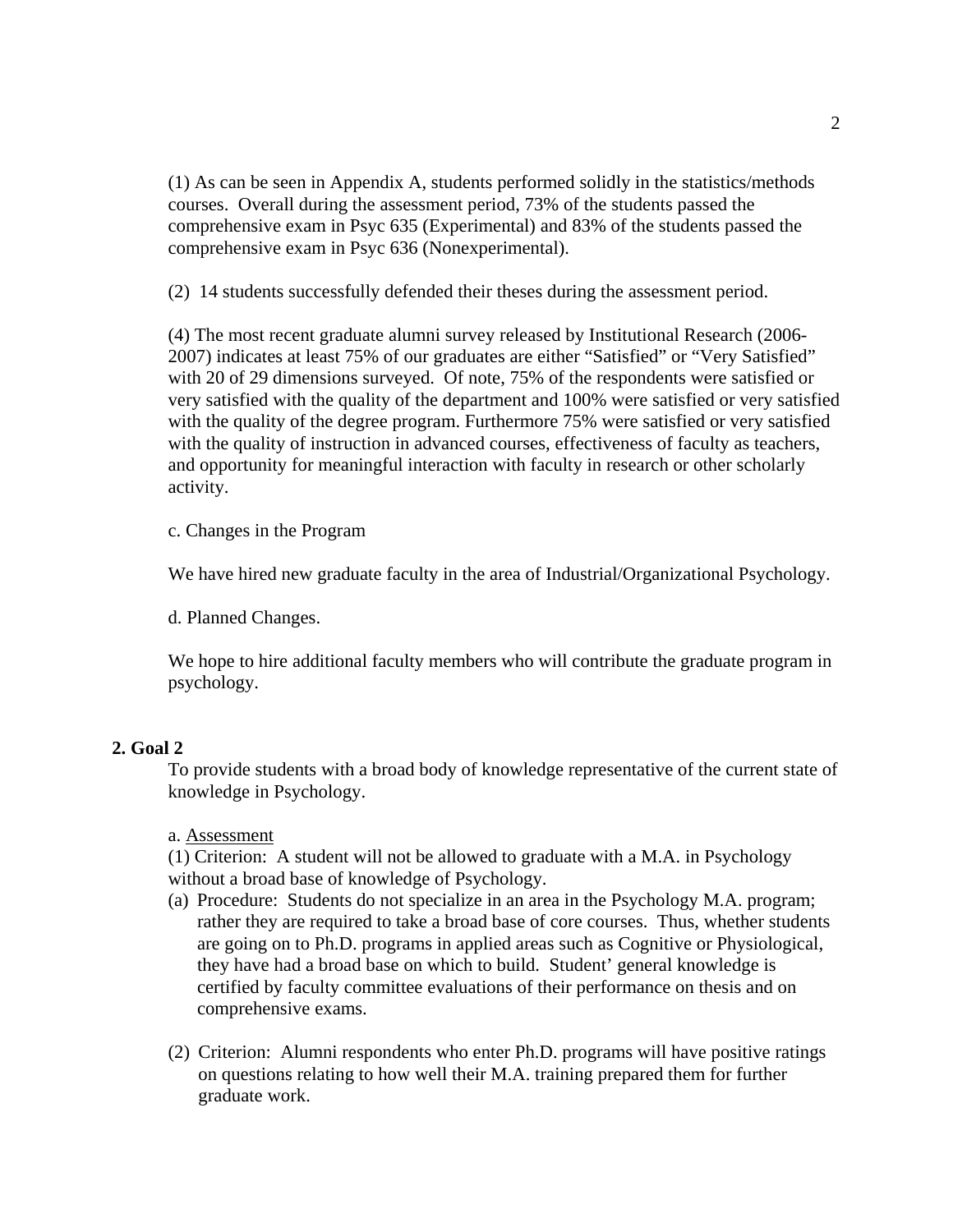(1) As can be seen in Appendix A, students performed solidly in the statistics/methods courses. Overall during the assessment period, 73% of the students passed the comprehensive exam in Psyc 635 (Experimental) and 83% of the students passed the comprehensive exam in Psyc 636 (Nonexperimental).

(2) 14 students successfully defended their theses during the assessment period.

(4) The most recent graduate alumni survey released by Institutional Research (2006-2007) indicates at least 75% of our graduates are either "Satisfied" or "Very Satisfied" with 20 of 29 dimensions surveyed. Of note, 75% of the respondents were satisfied or very satisfied with the quality of the department and 100% were satisfied or very satisfied with the quality of the degree program. Furthermore 75% were satisfied or very satisfied with the quality of instruction in advanced courses, effectiveness of faculty as teachers, and opportunity for meaningful interaction with faculty in research or other scholarly activity.

c. Changes in the Program

We have hired new graduate faculty in the area of Industrial/Organizational Psychology.

d. Planned Changes.

We hope to hire additional faculty members who will contribute the graduate program in psychology.

**2. Goal 2**

To provide students with a broad body of knowledge representative of the current state of knowledge in Psychology.

a. Assessment

(1) Criterion: A student will not be allowed to graduate with a M.A. in Psychology without a broad base of knowledge of Psychology.

(a) Procedure: Students do not specialize in an area in the Psychology M.A. program; rather they are required to take a broad base of core courses. Thus, whether students are going on to Ph.D. programs in applied areas such as Cognitive or Physiological, they have had a broad base on which to build. Student' general knowledge is certified by faculty committee evaluations of their performance on thesis and on comprehensive exams.

(2) Criterion: Alumni respondents who enter Ph.D. programs will have positive ratings on questions relating to how well their M.A. training prepared them for further graduate work.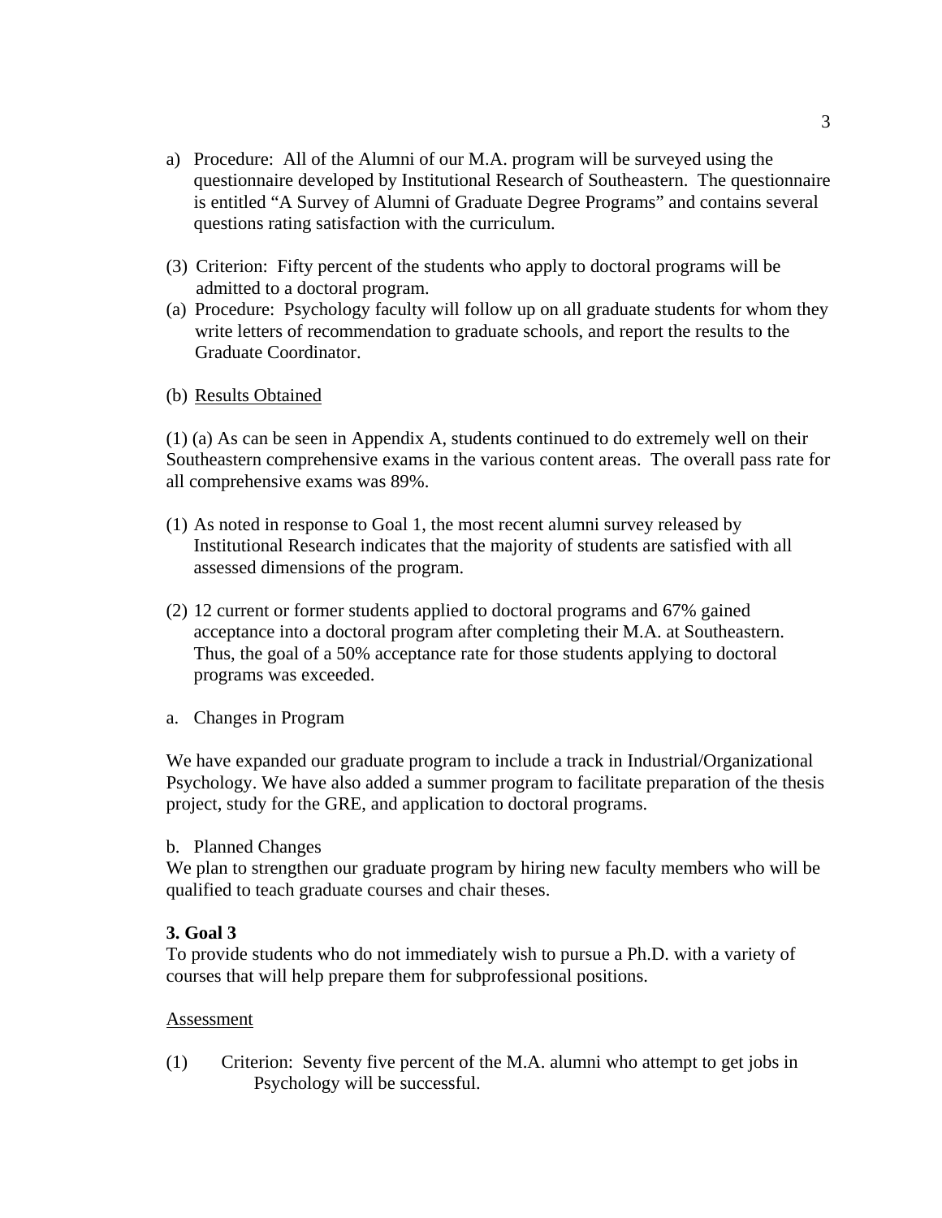a) Procedure: All of the Alumni of our M.A. program will be surveyed using the questionnaire developed by Institutional Research of Southeastern. The questionnaire is entitled "A Survey of Alumni of Graduate Degree Programs" and contains several questions rating satisfaction with the curriculum.

(3) Criterion: Fifty percent of the students who apply to doctoral programs will be admitted to a doctoral program.

(a) Procedure: Psychology faculty will follow up on all graduate students for whom they write letters of recommendation to graduate schools, and report the results to the Graduate Coordinator.

(b) <u>Results Obtained</u>

(1) (a) As can be seen in Appendix A, students continued to do extremely well on their Southeastern comprehensive exams in the various content areas. The overall pass rate for all comprehensive exams was 89%.

(1) As noted in response to Goal 1, the most recent alumni survey released by Institutional Research indicates that the majority of students are satisfied with all assessed dimensions of the program.

(2) 12 current or former students applied to doctoral programs and 67% gained acceptance into a doctoral program after completing their M.A. at Southeastern. Thus, the goal of a 50% acceptance rate for those students applying to doctoral programs was exceeded.

a. Changes in Program

We have expanded our graduate program to include a track in Industrial/Organizational Psychology. We have also added a summer program to facilitate preparation of the thesis project, study for the GRE, and application to doctoral programs.

b. Planned Changes

We plan to strengthen our graduate program by hiring new faculty members who will be qualified to teach graduate courses and chair theses.

**3. Goal 3**

To provide students who do not immediately wish to pursue a Ph.D. with a variety of courses that will help prepare them for subprofessional positions.

<u>Assessment</u>

(1) Criterion: Seventy five percent of the M.A. alumni who attempt to get jobs in Psychology will be successful.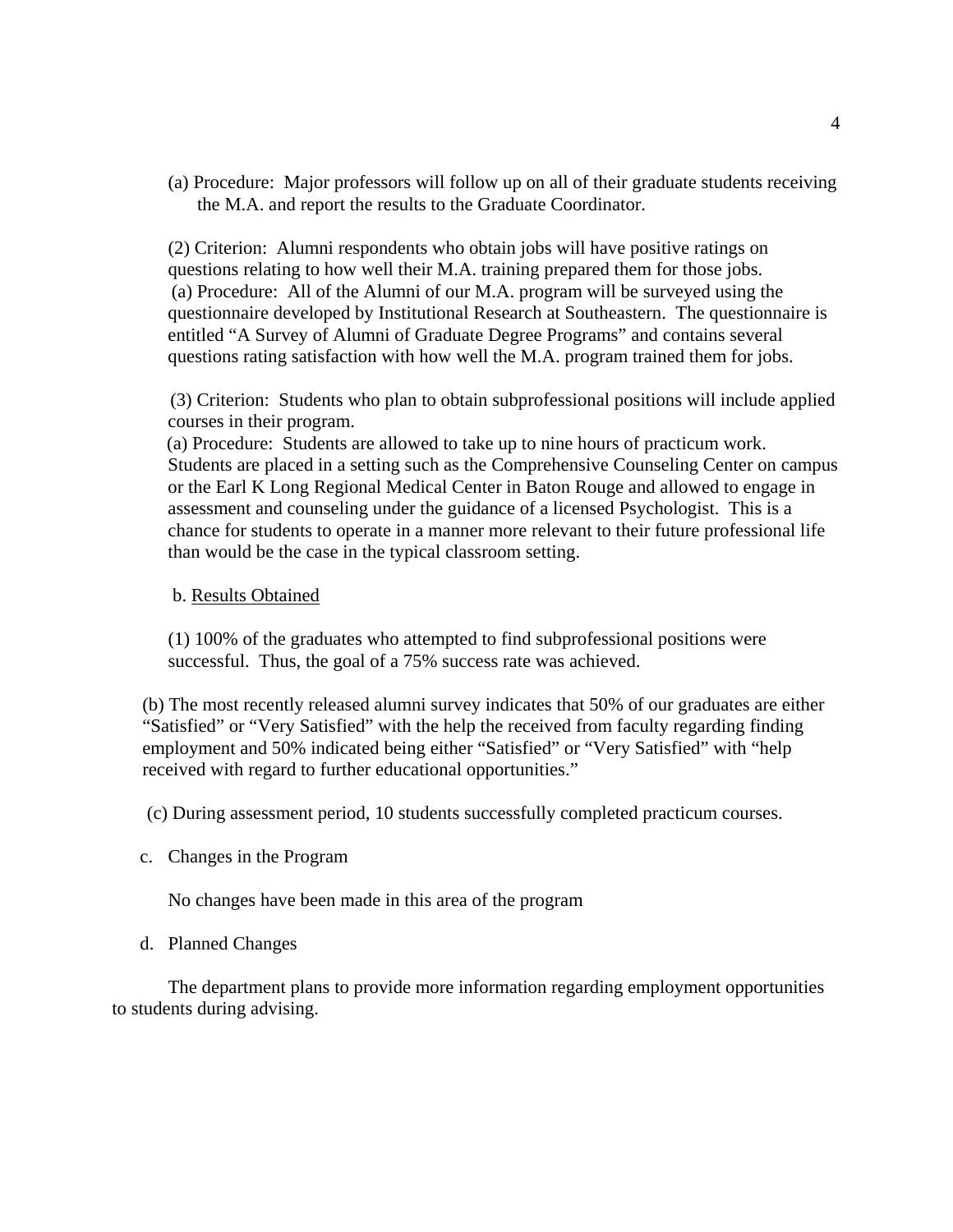(a) Procedure: Major professors will follow up on all of their graduate students receiving the M.A. and report the results to the Graduate Coordinator.

(2) Criterion: Alumni respondents who obtain jobs will have positive ratings on questions relating to how well their M.A. training prepared them for those jobs.
(a) Procedure: All of the Alumni of our M.A. program will be surveyed using the questionnaire developed by Institutional Research at Southeastern. The questionnaire is entitled "A Survey of Alumni of Graduate Degree Programs" and contains several questions rating satisfaction with how well the M.A. program trained them for jobs.

(3) Criterion: Students who plan to obtain subprofessional positions will include applied courses in their program.
(a) Procedure: Students are allowed to take up to nine hours of practicum work. Students are placed in a setting such as the Comprehensive Counseling Center on campus or the Earl K Long Regional Medical Center in Baton Rouge and allowed to engage in assessment and counseling under the guidance of a licensed Psychologist. This is a chance for students to operate in a manner more relevant to their future professional life than would be the case in the typical classroom setting.

b. <u>Results Obtained</u>

(1) 100% of the graduates who attempted to find subprofessional positions were successful. Thus, the goal of a 75% success rate was achieved.

(b) The most recently released alumni survey indicates that 50% of our graduates are either "Satisfied" or "Very Satisfied" with the help the received from faculty regarding finding employment and 50% indicated being either "Satisfied" or "Very Satisfied" with "help received with regard to further educational opportunities."

(c) During assessment period, 10 students successfully completed practicum courses.

c. Changes in the Program

No changes have been made in this area of the program

d. Planned Changes

The department plans to provide more information regarding employment opportunities to students during advising.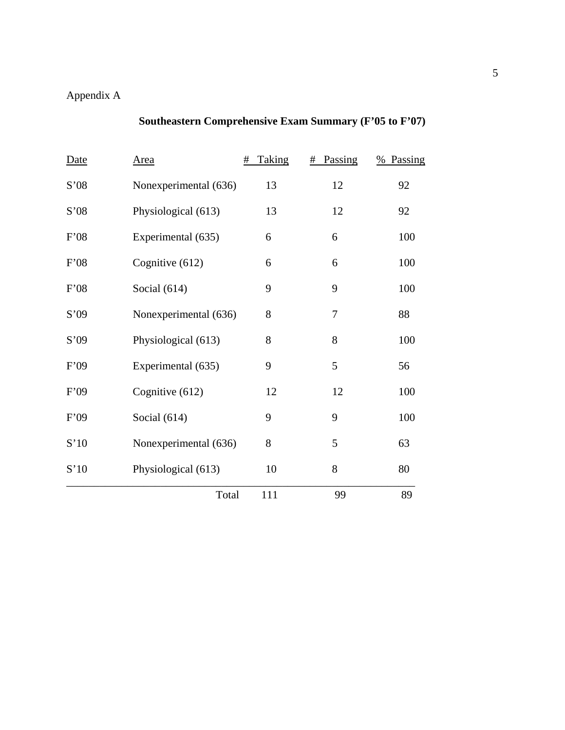Appendix A

**Southeastern Comprehensive Exam Summary (F’05 to F’07)**

| Date | Area | # Taking | # Passing | % Passing |
|---|---|---|---|---|
| S’08 | Nonexperimental (636) | 13 | 12 | 92 |
| S’08 | Physiological (613) | 13 | 12 | 92 |
| F’08 | Experimental (635) | 6 | 6 | 100 |
| F’08 | Cognitive (612) | 6 | 6 | 100 |
| F’08 | Social (614) | 9 | 9 | 100 |
| S’09 | Nonexperimental (636) | 8 | 7 | 88 |
| S’09 | Physiological (613) | 8 | 8 | 100 |
| F’09 | Experimental (635) | 9 | 5 | 56 |
| F’09 | Cognitive (612) | 12 | 12 | 100 |
| F’09 | Social (614) | 9 | 9 | 100 |
| S’10 | Nonexperimental (636) | 8 | 5 | 63 |
| S’10 | Physiological (613) | 10 | 8 | 80 |
| | Total | 111 | 99 | 89 |